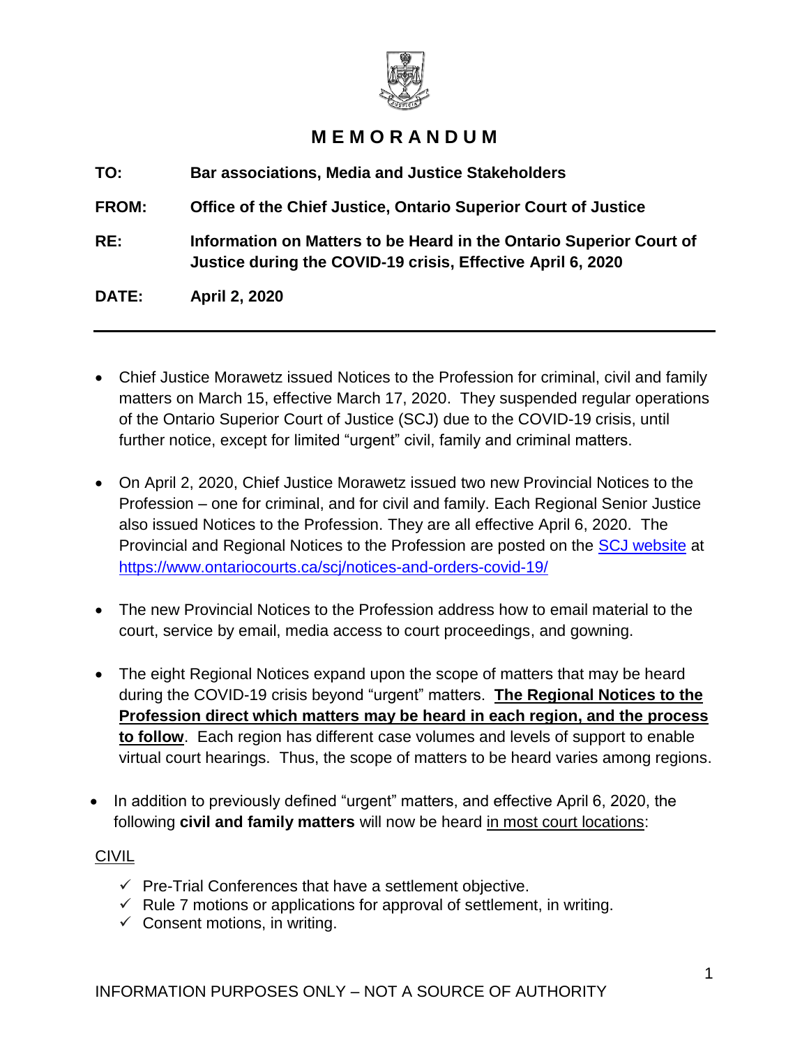# MEMORANDUM

**TO:** **Bar associations, Media and Justice Stakeholders**

**FROM:** **Office of the Chief Justice, Ontario Superior Court of Justice**

**RE:** **Information on Matters to be Heard in the Ontario Superior Court of Justice during the COVID-19 crisis, Effective April 6, 2020**

**DATE:** **April 2, 2020**

---

- Chief Justice Morawetz issued Notices to the Profession for criminal, civil and family matters on March 15, effective March 17, 2020. They suspended regular operations of the Ontario Superior Court of Justice (SCJ) due to the COVID-19 crisis, until further notice, except for limited "urgent" civil, family and criminal matters.

- On April 2, 2020, Chief Justice Morawetz issued two new Provincial Notices to the Profession – one for criminal, and for civil and family. Each Regional Senior Justice also issued Notices to the Profession. They are all effective April 6, 2020. The Provincial and Regional Notices to the Profession are posted on the [SCJ website](https://www.ontariocourts.ca/scj/notices-and-orders-covid-19/) at https://www.ontariocourts.ca/scj/notices-and-orders-covid-19/

- The new Provincial Notices to the Profession address how to email material to the court, service by email, media access to court proceedings, and gowning.

- The eight Regional Notices expand upon the scope of matters that may be heard during the COVID-19 crisis beyond "urgent" matters. <u>**The Regional Notices to the Profession direct which matters may be heard in each region, and the process to follow**</u>. Each region has different case volumes and levels of support to enable virtual court hearings. Thus, the scope of matters to be heard varies among regions.

- In addition to previously defined "urgent" matters, and effective April 6, 2020, the following **civil and family matters** will now be heard <u>in most court locations</u>:

<u>CIVIL</u>

- ✓ Pre-Trial Conferences that have a settlement objective.
- ✓ Rule 7 motions or applications for approval of settlement, in writing.
- ✓ Consent motions, in writing.

INFORMATION PURPOSES ONLY – NOT A SOURCE OF AUTHORITY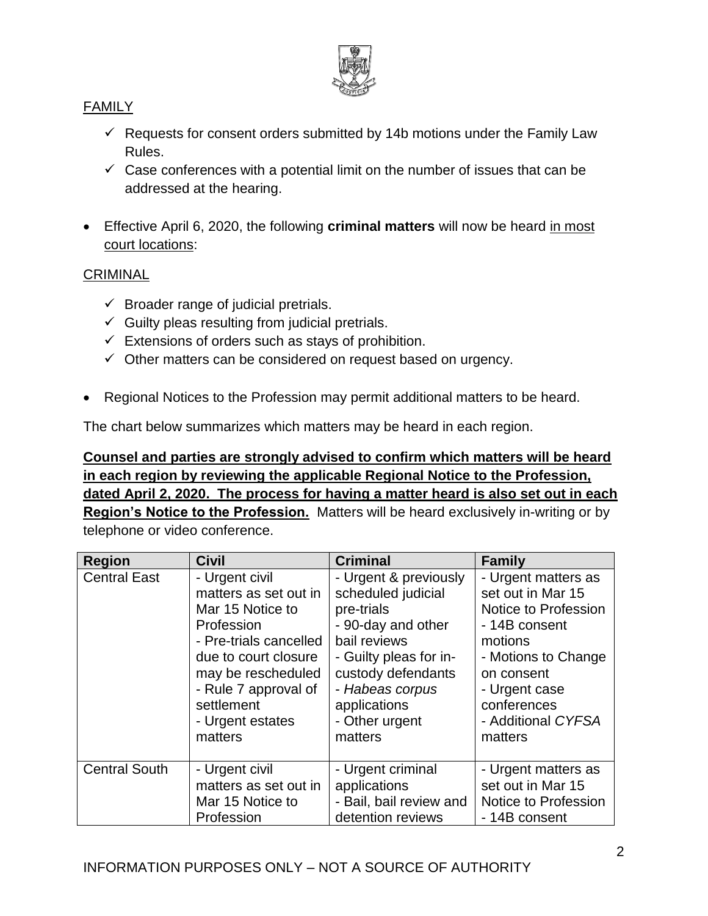FAMILY

- ✓ Requests for consent orders submitted by 14b motions under the Family Law Rules.
- ✓ Case conferences with a potential limit on the number of issues that can be addressed at the hearing.

- Effective April 6, 2020, the following **criminal matters** will now be heard in most court locations:

CRIMINAL

- ✓ Broader range of judicial pretrials.
- ✓ Guilty pleas resulting from judicial pretrials.
- ✓ Extensions of orders such as stays of prohibition.
- ✓ Other matters can be considered on request based on urgency.

- Regional Notices to the Profession may permit additional matters to be heard.

The chart below summarizes which matters may be heard in each region.

**Counsel and parties are strongly advised to confirm which matters will be heard in each region by reviewing the applicable Regional Notice to the Profession, dated April 2, 2020. The process for having a matter heard is also set out in each Region's Notice to the Profession.** Matters will be heard exclusively in-writing or by telephone or video conference.

| Region | Civil | Criminal | Family |
|---|---|---|---|
| Central East | - Urgent civil matters as set out in Mar 15 Notice to Profession<br>- Pre-trials cancelled due to court closure may be rescheduled<br>- Rule 7 approval of settlement<br>- Urgent estates matters | - Urgent & previously scheduled judicial pre-trials<br>- 90-day and other bail reviews<br>- Guilty pleas for in-custody defendants<br>- *Habeas corpus* applications<br>- Other urgent matters | - Urgent matters as set out in Mar 15 Notice to Profession<br>- 14B consent motions<br>- Motions to Change on consent<br>- Urgent case conferences<br>- Additional *CYFSA* matters |
| Central South | - Urgent civil matters as set out in Mar 15 Notice to Profession | - Urgent criminal applications<br>- Bail, bail review and detention reviews | - Urgent matters as set out in Mar 15 Notice to Profession<br>- 14B consent |

INFORMATION PURPOSES ONLY – NOT A SOURCE OF AUTHORITY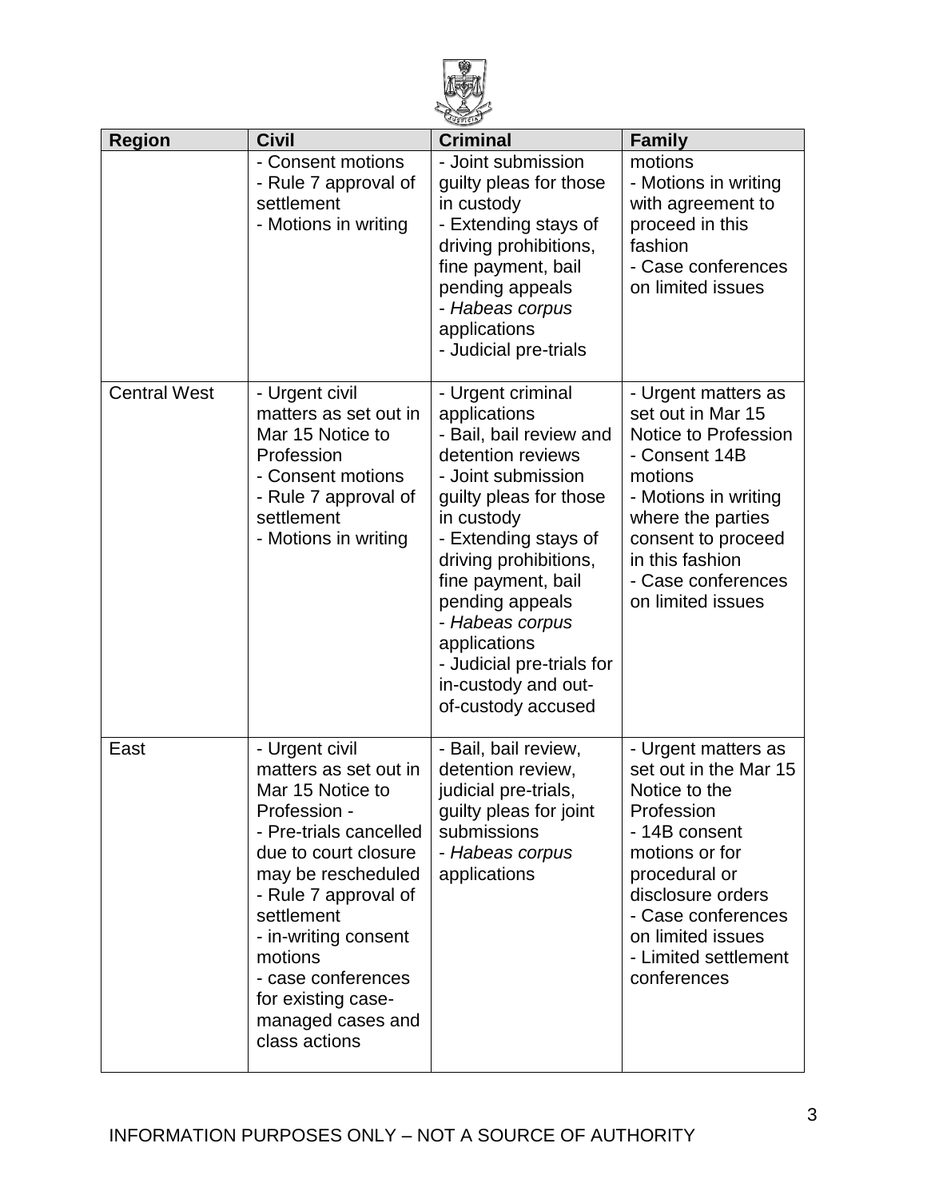| Region | Civil | Criminal | Family |
|---|---|---|---|
| | - Consent motions<br>- Rule 7 approval of settlement<br>- Motions in writing | - Joint submission guilty pleas for those in custody<br>- Extending stays of driving prohibitions, fine payment, bail pending appeals<br>- *Habeas corpus* applications<br>- Judicial pre-trials | motions<br>- Motions in writing with agreement to proceed in this fashion<br>- Case conferences on limited issues |
| Central West | - Urgent civil matters as set out in Mar 15 Notice to Profession<br>- Consent motions<br>- Rule 7 approval of settlement<br>- Motions in writing | - Urgent criminal applications<br>- Bail, bail review and detention reviews<br>- Joint submission guilty pleas for those in custody<br>- Extending stays of driving prohibitions, fine payment, bail pending appeals<br>- *Habeas corpus* applications<br>- Judicial pre-trials for in-custody and out-of-custody accused | - Urgent matters as set out in Mar 15 Notice to Profession<br>- Consent 14B motions<br>- Motions in writing where the parties consent to proceed in this fashion<br>- Case conferences on limited issues |
| East | - Urgent civil matters as set out in Mar 15 Notice to Profession -<br>- Pre-trials cancelled due to court closure may be rescheduled<br>- Rule 7 approval of settlement<br>- in-writing consent motions<br>- case conferences for existing case-managed cases and class actions | - Bail, bail review, detention review, judicial pre-trials, guilty pleas for joint submissions<br>- *Habeas corpus* applications | - Urgent matters as set out in the Mar 15 Notice to the Profession<br>- 14B consent motions or for procedural or disclosure orders<br>- Case conferences on limited issues<br>- Limited settlement conferences |

INFORMATION PURPOSES ONLY – NOT A SOURCE OF AUTHORITY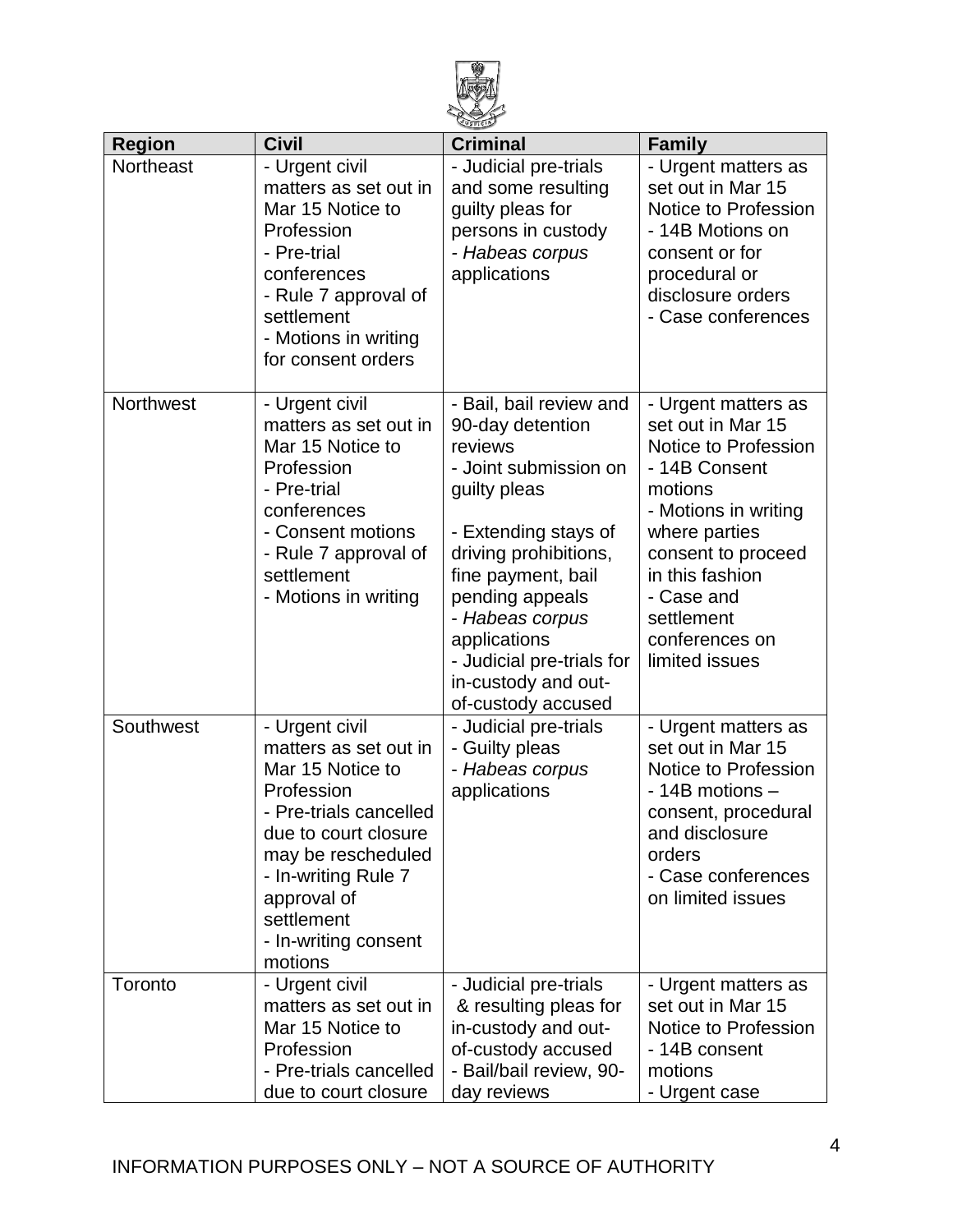| Region | Civil | Criminal | Family |
|---|---|---|---|
| Northeast | - Urgent civil matters as set out in Mar 15 Notice to Profession<br>- Pre-trial conferences<br>- Rule 7 approval of settlement<br>- Motions in writing for consent orders | - Judicial pre-trials and some resulting guilty pleas for persons in custody<br>- *Habeas corpus* applications | - Urgent matters as set out in Mar 15 Notice to Profession<br>- 14B Motions on consent or for procedural or disclosure orders<br>- Case conferences |
| Northwest | - Urgent civil matters as set out in Mar 15 Notice to Profession<br>- Pre-trial conferences<br>- Consent motions<br>- Rule 7 approval of settlement<br>- Motions in writing | - Bail, bail review and 90-day detention reviews<br>- Joint submission on guilty pleas<br><br>- Extending stays of driving prohibitions, fine payment, bail pending appeals<br>- *Habeas corpus* applications<br>- Judicial pre-trials for in-custody and out-of-custody accused | - Urgent matters as set out in Mar 15 Notice to Profession<br>- 14B Consent motions<br>- Motions in writing where parties consent to proceed in this fashion<br>- Case and settlement conferences on limited issues |
| Southwest | - Urgent civil matters as set out in Mar 15 Notice to Profession<br>- Pre-trials cancelled due to court closure may be rescheduled<br>- In-writing Rule 7 approval of settlement<br>- In-writing consent motions | - Judicial pre-trials<br>- Guilty pleas<br>- *Habeas corpus* applications | - Urgent matters as set out in Mar 15 Notice to Profession<br>- 14B motions – consent, procedural and disclosure orders<br>- Case conferences on limited issues |
| Toronto | - Urgent civil matters as set out in Mar 15 Notice to Profession<br>- Pre-trials cancelled due to court closure | - Judicial pre-trials & resulting pleas for in-custody and out-of-custody accused<br>- Bail/bail review, 90-day reviews | - Urgent matters as set out in Mar 15 Notice to Profession<br>- 14B consent motions<br>- Urgent case |

INFORMATION PURPOSES ONLY – NOT A SOURCE OF AUTHORITY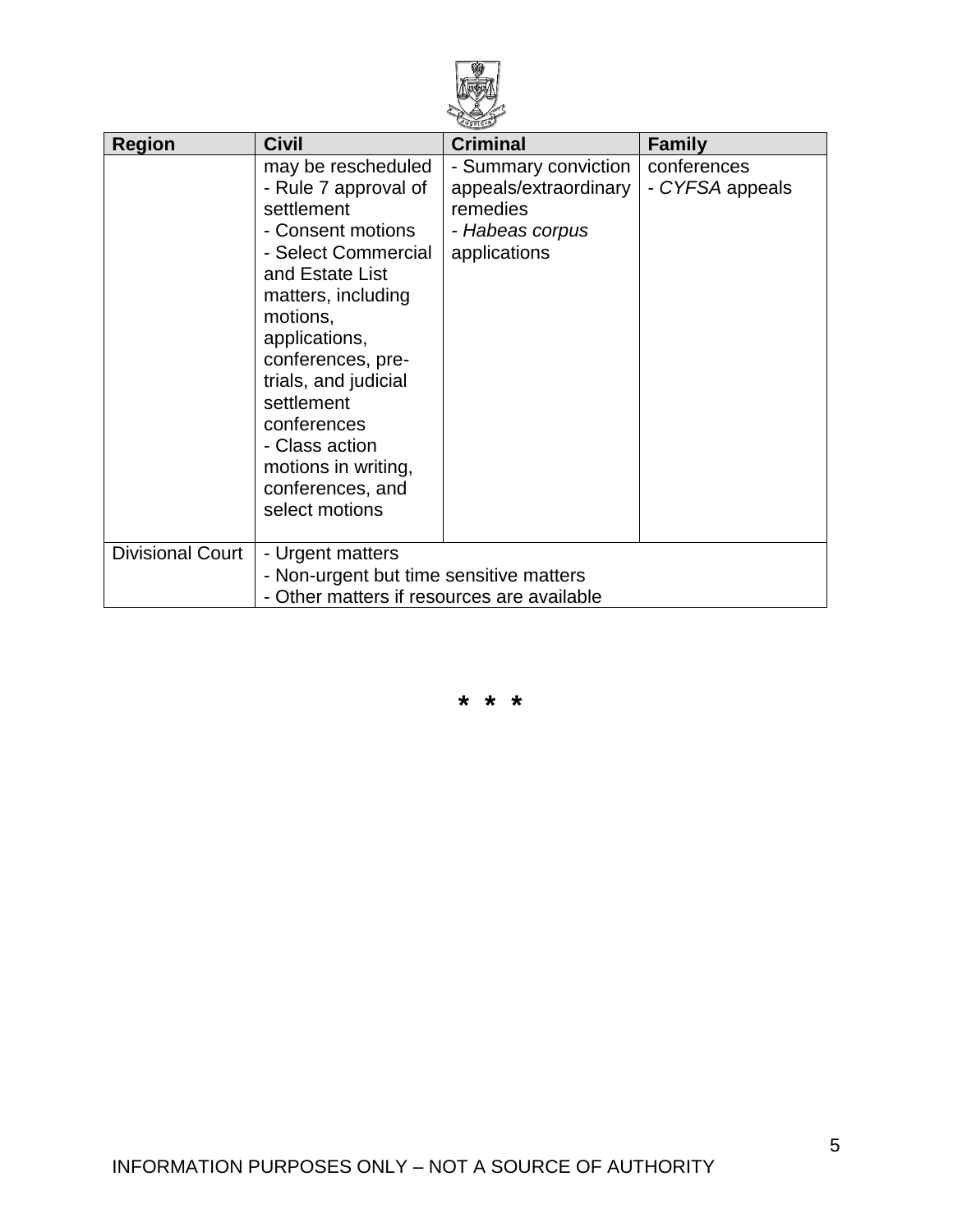| Region | Civil | Criminal | Family |
|---|---|---|---|
| | may be rescheduled<br>- Rule 7 approval of settlement<br>- Consent motions<br>- Select Commercial and Estate List matters, including motions, applications, conferences, pre-trials, and judicial settlement conferences<br>- Class action motions in writing, conferences, and select motions | - Summary conviction appeals/extraordinary remedies<br>- *Habeas corpus* applications | conferences<br>- *CYFSA* appeals |
| Divisional Court | - Urgent matters<br>- Non-urgent but time sensitive matters<br>- Other matters if resources are available | | |

\* \* \*

INFORMATION PURPOSES ONLY – NOT A SOURCE OF AUTHORITY